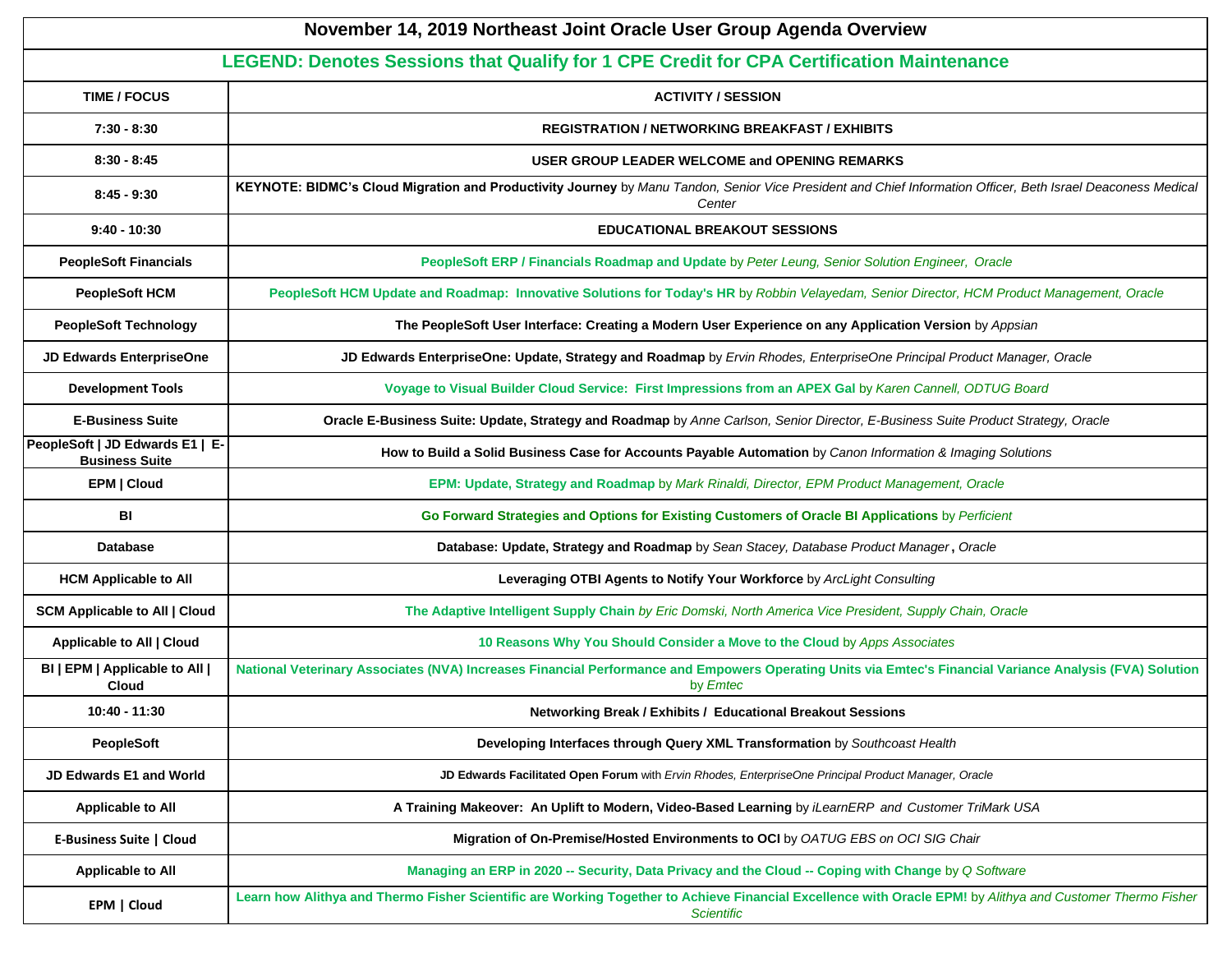# November 14, 2019 Northeast Joint Oracle User Group Agenda Overview

**LEGEND: Denotes Sessions that Qualify for 1 CPE Credit for CPA Certification Maintenance**

| TIME / FOCUS | ACTIVITY / SESSION |
|---|---|
| 7:30 - 8:30 | **REGISTRATION / NETWORKING BREAKFAST / EXHIBITS** |
| 8:30 - 8:45 | **USER GROUP LEADER WELCOME and OPENING REMARKS** |
| 8:45 - 9:30 | **KEYNOTE: BIDMC's Cloud Migration and Productivity Journey** by *Manu Tandon, Senior Vice President and Chief Information Officer, Beth Israel Deaconess Medical Center* |
| 9:40 - 10:30 | **EDUCATIONAL BREAKOUT SESSIONS** |
| PeopleSoft Financials | **PeopleSoft ERP / Financials Roadmap and Update** by *Peter Leung, Senior Solution Engineer, Oracle* |
| PeopleSoft HCM | **PeopleSoft HCM Update and Roadmap: Innovative Solutions for Today's HR** by *Robbin Velayedam, Senior Director, HCM Product Management, Oracle* |
| PeopleSoft Technology | **The PeopleSoft User Interface: Creating a Modern User Experience on any Application Version** by *Appsian* |
| JD Edwards EnterpriseOne | **JD Edwards EnterpriseOne: Update, Strategy and Roadmap** by *Ervin Rhodes, EnterpriseOne Principal Product Manager, Oracle* |
| Development Tools | **Voyage to Visual Builder Cloud Service: First Impressions from an APEX Gal** by *Karen Cannell, ODTUG Board* |
| E-Business Suite | **Oracle E-Business Suite: Update, Strategy and Roadmap** by *Anne Carlson, Senior Director, E-Business Suite Product Strategy, Oracle* |
| PeopleSoft \| JD Edwards E1 \| E-Business Suite | **How to Build a Solid Business Case for Accounts Payable Automation** by *Canon Information & Imaging Solutions* |
| EPM \| Cloud | **EPM: Update, Strategy and Roadmap** by *Mark Rinaldi, Director, EPM Product Management, Oracle* |
| BI | **Go Forward Strategies and Options for Existing Customers of Oracle BI Applications** by *Perficient* |
| Database | **Database: Update, Strategy and Roadmap** by *Sean Stacey, Database Product Manager*, *Oracle* |
| HCM Applicable to All | **Leveraging OTBI Agents to Notify Your Workforce** by *ArcLight Consulting* |
| SCM Applicable to All \| Cloud | **The Adaptive Intelligent Supply Chain** *by Eric Domski, North America Vice President, Supply Chain, Oracle* |
| Applicable to All \| Cloud | **10 Reasons Why You Should Consider a Move to the Cloud** by *Apps Associates* |
| BI \| EPM \| Applicable to All \| Cloud | **National Veterinary Associates (NVA) Increases Financial Performance and Empowers Operating Units via Emtec's Financial Variance Analysis (FVA) Solution** by *Emtec* |
| 10:40 - 11:30 | **Networking Break / Exhibits / Educational Breakout Sessions** |
| PeopleSoft | **Developing Interfaces through Query XML Transformation** by *Southcoast Health* |
| JD Edwards E1 and World | **JD Edwards Facilitated Open Forum** with *Ervin Rhodes, EnterpriseOne Principal Product Manager, Oracle* |
| Applicable to All | **A Training Makeover: An Uplift to Modern, Video-Based Learning** by *iLearnERP and Customer TriMark USA* |
| E-Business Suite \| Cloud | **Migration of On-Premise/Hosted Environments to OCI** by *OATUG EBS on OCI SIG Chair* |
| Applicable to All | **Managing an ERP in 2020 -- Security, Data Privacy and the Cloud -- Coping with Change** by *Q Software* |
| EPM \| Cloud | **Learn how Alithya and Thermo Fisher Scientific are Working Together to Achieve Financial Excellence with Oracle EPM!** by *Alithya and Customer Thermo Fisher Scientific* |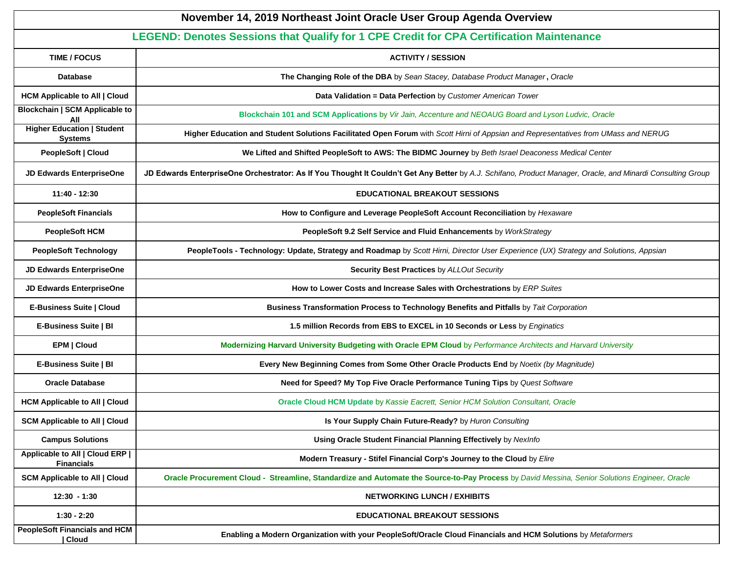# November 14, 2019 Northeast Joint Oracle User Group Agenda Overview

**LEGEND: Denotes Sessions that Qualify for 1 CPE Credit for CPA Certification Maintenance**

| TIME / FOCUS | ACTIVITY / SESSION |
|---|---|
| Database | **The Changing Role of the DBA** by *Sean Stacey, Database Product Manager*, *Oracle* |
| HCM Applicable to All \| Cloud | **Data Validation = Data Perfection** by *Customer American Tower* |
| Blockchain \| SCM Applicable to All | **Blockchain 101 and SCM Applications** by *Vir Jain, Accenture and NEOAUG Board and Lyson Ludvic, Oracle* |
| Higher Education \| Student Systems | **Higher Education and Student Solutions Facilitated Open Forum** with *Scott Hirni of Appsian and Representatives from UMass and NERUG* |
| PeopleSoft \| Cloud | **We Lifted and Shifted PeopleSoft to AWS: The BIDMC Journey** by *Beth Israel Deaconess Medical Center* |
| JD Edwards EnterpriseOne | **JD Edwards EnterpriseOne Orchestrator: As If You Thought It Couldn't Get Any Better** by *A.J. Schifano, Product Manager, Oracle, and Minardi Consulting Group* |
| 11:40 - 12:30 | **EDUCATIONAL BREAKOUT SESSIONS** |
| PeopleSoft Financials | **How to Configure and Leverage PeopleSoft Account Reconciliation** by *Hexaware* |
| PeopleSoft HCM | **PeopleSoft 9.2 Self Service and Fluid Enhancements** by *WorkStrategy* |
| PeopleSoft Technology | **PeopleTools - Technology: Update, Strategy and Roadmap** by *Scott Hirni, Director User Experience (UX) Strategy and Solutions, Appsian* |
| JD Edwards EnterpriseOne | **Security Best Practices** by *ALLOut Security* |
| JD Edwards EnterpriseOne | **How to Lower Costs and Increase Sales with Orchestrations** by *ERP Suites* |
| E-Business Suite \| Cloud | **Business Transformation Process to Technology Benefits and Pitfalls** by *Tait Corporation* |
| E-Business Suite \| BI | **1.5 million Records from EBS to EXCEL in 10 Seconds or Less** by *Enginatics* |
| EPM \| Cloud | **Modernizing Harvard University Budgeting with Oracle EPM Cloud** by *Performance Architects and Harvard University* |
| E-Business Suite \| BI | **Every New Beginning Comes from Some Other Oracle Products End** by *Noetix (by Magnitude)* |
| Oracle Database | **Need for Speed? My Top Five Oracle Performance Tuning Tips** by *Quest Software* |
| HCM Applicable to All \| Cloud | **Oracle Cloud HCM Update** by *Kassie Eacrett, Senior HCM Solution Consultant, Oracle* |
| SCM Applicable to All \| Cloud | **Is Your Supply Chain Future-Ready?** by *Huron Consulting* |
| Campus Solutions | **Using Oracle Student Financial Planning Effectively** by *NexInfo* |
| Applicable to All \| Cloud ERP \| Financials | **Modern Treasury - Stifel Financial Corp's Journey to the Cloud** by *Elire* |
| SCM Applicable to All \| Cloud | **Oracle Procurement Cloud - Streamline, Standardize and Automate the Source-to-Pay Process** by *David Messina, Senior Solutions Engineer, Oracle* |
| 12:30 - 1:30 | **NETWORKING LUNCH / EXHIBITS** |
| 1:30 - 2:20 | **EDUCATIONAL BREAKOUT SESSIONS** |
| PeopleSoft Financials and HCM \| Cloud | **Enabling a Modern Organization with your PeopleSoft/Oracle Cloud Financials and HCM Solutions** by *Metaformers* |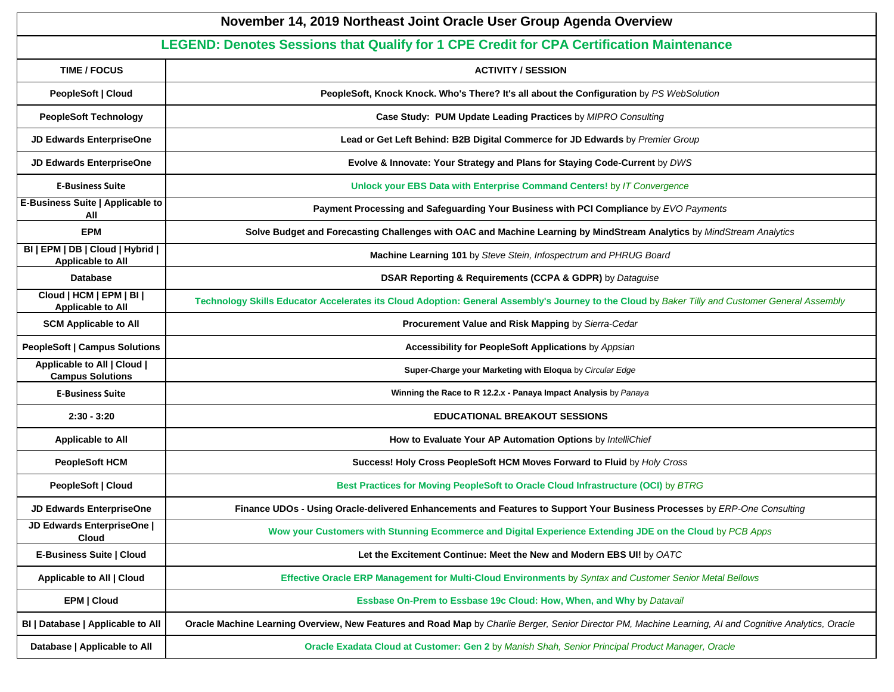| November 14, 2019 Northeast Joint Oracle User Group Agenda Overview | |
|---|---|
| **LEGEND: Denotes Sessions that Qualify for 1 CPE Credit for CPA Certification Maintenance** | |
| **TIME / FOCUS** | **ACTIVITY / SESSION** |
| **PeopleSoft \| Cloud** | **PeopleSoft, Knock Knock. Who's There? It's all about the Configuration** by *PS WebSolution* |
| **PeopleSoft Technology** | **Case Study: PUM Update Leading Practices** by *MIPRO Consulting* |
| **JD Edwards EnterpriseOne** | **Lead or Get Left Behind: B2B Digital Commerce for JD Edwards** by *Premier Group* |
| **JD Edwards EnterpriseOne** | **Evolve & Innovate: Your Strategy and Plans for Staying Code-Current** by *DWS* |
| **E-Business Suite** | **Unlock your EBS Data with Enterprise Command Centers!** by *IT Convergence* |
| **E-Business Suite \| Applicable to All** | **Payment Processing and Safeguarding Your Business with PCI Compliance** by *EVO Payments* |
| **EPM** | **Solve Budget and Forecasting Challenges with OAC and Machine Learning by MindStream Analytics** by *MindStream Analytics* |
| **BI \| EPM \| DB \| Cloud \| Hybrid \| Applicable to All** | **Machine Learning 101** by *Steve Stein, Infospectrum and PHRUG Board* |
| **Database** | **DSAR Reporting & Requirements (CCPA & GDPR)** by *Dataguise* |
| **Cloud \| HCM \| EPM \| BI \| Applicable to All** | **Technology Skills Educator Accelerates its Cloud Adoption: General Assembly's Journey to the Cloud** by *Baker Tilly and Customer General Assembly* |
| **SCM Applicable to All** | **Procurement Value and Risk Mapping** by *Sierra-Cedar* |
| **PeopleSoft \| Campus Solutions** | **Accessibility for PeopleSoft Applications** by *Appsian* |
| **Applicable to All \| Cloud \| Campus Solutions** | **Super-Charge your Marketing with Eloqua** by *Circular Edge* |
| **E-Business Suite** | **Winning the Race to R 12.2.x - Panaya Impact Analysis** by *Panaya* |
| **2:30 - 3:20** | **EDUCATIONAL BREAKOUT SESSIONS** |
| **Applicable to All** | **How to Evaluate Your AP Automation Options** by *IntelliChief* |
| **PeopleSoft HCM** | **Success! Holy Cross PeopleSoft HCM Moves Forward to Fluid** by *Holy Cross* |
| **PeopleSoft \| Cloud** | **Best Practices for Moving PeopleSoft to Oracle Cloud Infrastructure (OCI)** by *BTRG* |
| **JD Edwards EnterpriseOne** | **Finance UDOs - Using Oracle-delivered Enhancements and Features to Support Your Business Processes** by *ERP-One Consulting* |
| **JD Edwards EnterpriseOne \| Cloud** | **Wow your Customers with Stunning Ecommerce and Digital Experience Extending JDE on the Cloud** by *PCB Apps* |
| **E-Business Suite \| Cloud** | **Let the Excitement Continue: Meet the New and Modern EBS UI!** by *OATC* |
| **Applicable to All \| Cloud** | **Effective Oracle ERP Management for Multi-Cloud Environments** by *Syntax and Customer Senior Metal Bellows* |
| **EPM \| Cloud** | **Essbase On-Prem to Essbase 19c Cloud: How, When, and Why** by *Datavail* |
| **BI \| Database \| Applicable to All** | **Oracle Machine Learning Overview, New Features and Road Map** by *Charlie Berger, Senior Director PM, Machine Learning, AI and Cognitive Analytics, Oracle* |
| **Database \| Applicable to All** | **Oracle Exadata Cloud at Customer: Gen 2** by *Manish Shah, Senior Principal Product Manager, Oracle* |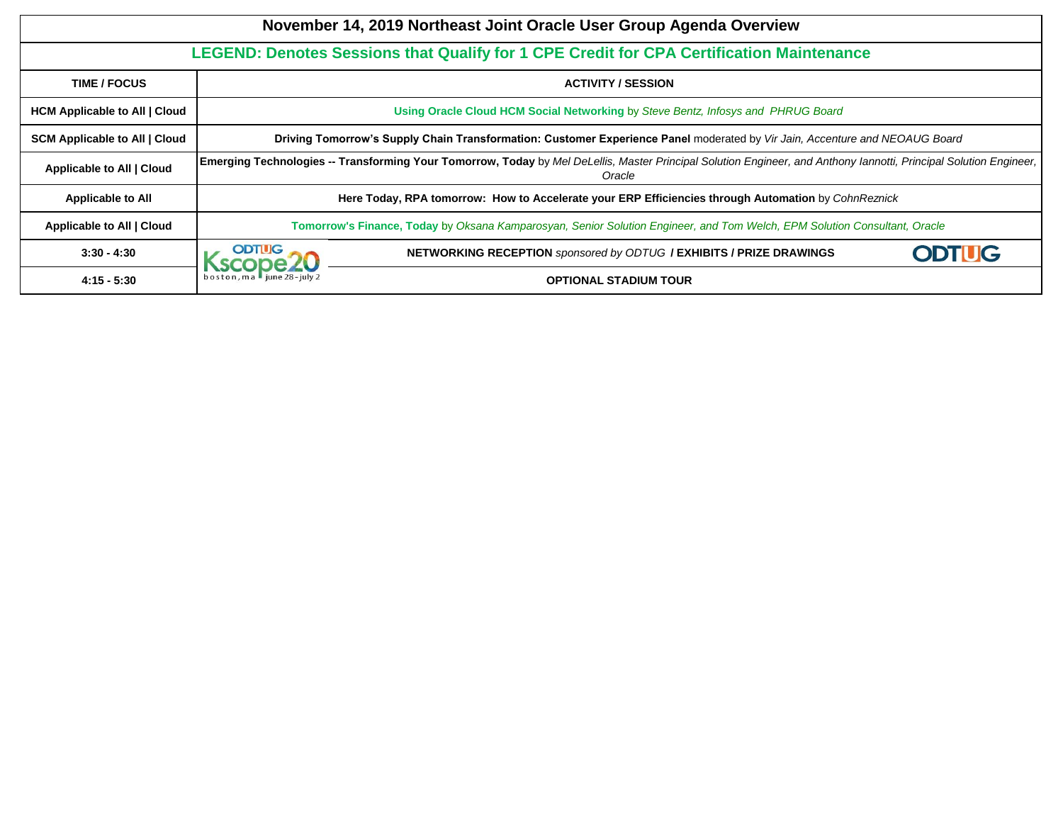| November 14, 2019 Northeast Joint Oracle User Group Agenda Overview | |
|---|---|
| **LEGEND: Denotes Sessions that Qualify for 1 CPE Credit for CPA Certification Maintenance** | |
| **TIME / FOCUS** | **ACTIVITY / SESSION** |
| **HCM Applicable to All \| Cloud** | **Using Oracle Cloud HCM Social Networking** by *Steve Bentz, Infosys and PHRUG Board* |
| **SCM Applicable to All \| Cloud** | **Driving Tomorrow's Supply Chain Transformation: Customer Experience Panel** moderated by *Vir Jain, Accenture and NEOAUG Board* |
| **Applicable to All \| Cloud** | **Emerging Technologies -- Transforming Your Tomorrow, Today** by *Mel DeLellis, Master Principal Solution Engineer, and Anthony Iannotti, Principal Solution Engineer, Oracle* |
| **Applicable to All** | **Here Today, RPA tomorrow: How to Accelerate your ERP Efficiencies through Automation** by *CohnReznick* |
| **Applicable to All \| Cloud** | **Tomorrow's Finance, Today** by *Oksana Kamparosyan, Senior Solution Engineer, and Tom Welch, EPM Solution Consultant, Oracle* |
| **3:30 - 4:30** | ODTUG Kscope20 boston, ma june 28 - july 2 **NETWORKING RECEPTION** *sponsored by ODTUG* **/ EXHIBITS / PRIZE DRAWINGS** ODTUG |
| **4:15 - 5:30** | **OPTIONAL STADIUM TOUR** |